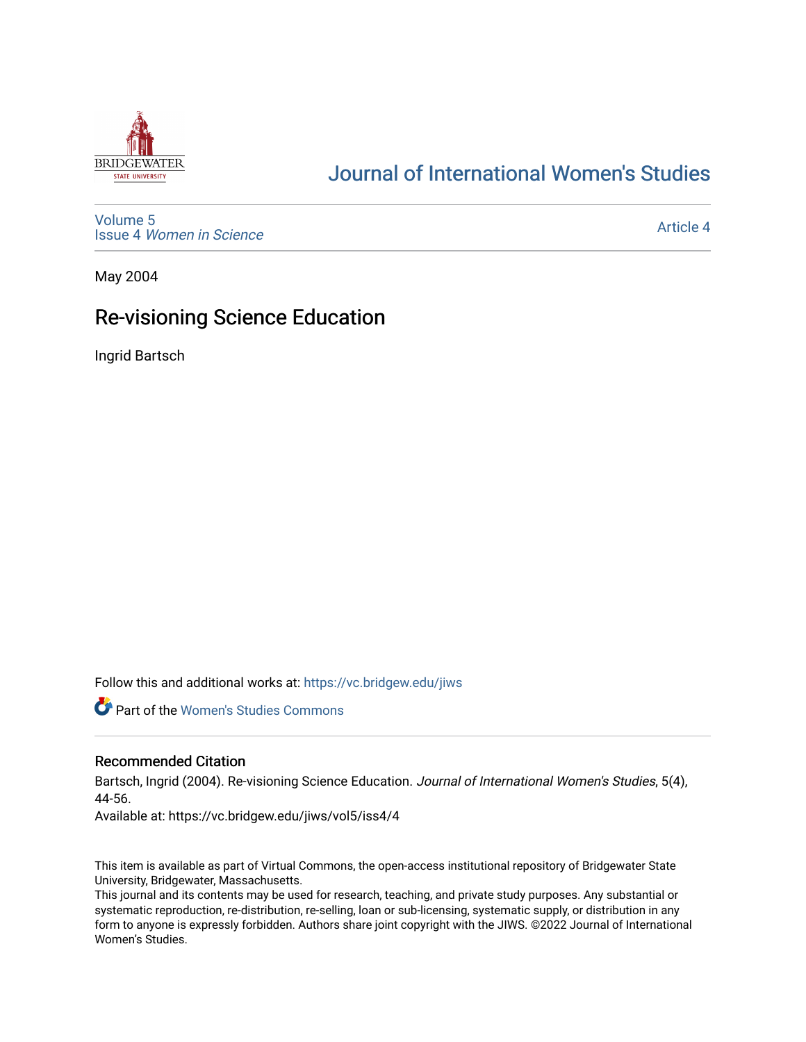# Journal of International Women's Studies

Volume 5
Issue 4 *Women in Science*

Article 4

May 2004

# Re-visioning Science Education

Ingrid Bartsch

Follow this and additional works at: https://vc.bridgew.edu/jiws

Part of the Women's Studies Commons

## Recommended Citation

Bartsch, Ingrid (2004). Re-visioning Science Education. *Journal of International Women's Studies*, 5(4), 44-56.

Available at: https://vc.bridgew.edu/jiws/vol5/iss4/4

This item is available as part of Virtual Commons, the open-access institutional repository of Bridgewater State University, Bridgewater, Massachusetts.

This journal and its contents may be used for research, teaching, and private study purposes. Any substantial or systematic reproduction, re-distribution, re-selling, loan or sub-licensing, systematic supply, or distribution in any form to anyone is expressly forbidden. Authors share joint copyright with the JIWS. ©2022 Journal of International Women's Studies.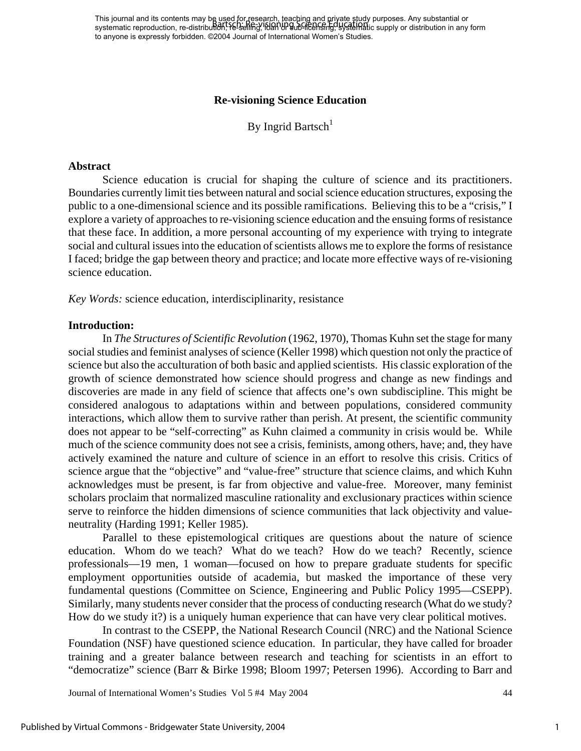This journal and its contents may be used for research, teaching and private study purposes. Any substantial or systematic reproduction, re-distribution, re-selling, loan or sub-licensing, systematic supply or distribution in any form to anyone is expressly forbidden. ©2004 Journal of International Women's Studies.

# Re-visioning Science Education

By Ingrid Bartsch[1]

## Abstract

Science education is crucial for shaping the culture of science and its practitioners. Boundaries currently limit ties between natural and social science education structures, exposing the public to a one-dimensional science and its possible ramifications. Believing this to be a "crisis," I explore a variety of approaches to re-visioning science education and the ensuing forms of resistance that these face. In addition, a more personal accounting of my experience with trying to integrate social and cultural issues into the education of scientists allows me to explore the forms of resistance I faced; bridge the gap between theory and practice; and locate more effective ways of re-visioning science education.

*Key Words:* science education, interdisciplinarity, resistance

## Introduction:

In *The Structures of Scientific Revolution* (1962, 1970), Thomas Kuhn set the stage for many social studies and feminist analyses of science (Keller 1998) which question not only the practice of science but also the acculturation of both basic and applied scientists. His classic exploration of the growth of science demonstrated how science should progress and change as new findings and discoveries are made in any field of science that affects one's own subdiscipline. This might be considered analogous to adaptations within and between populations, considered community interactions, which allow them to survive rather than perish. At present, the scientific community does not appear to be "self-correcting" as Kuhn claimed a community in crisis would be. While much of the science community does not see a crisis, feminists, among others, have; and, they have actively examined the nature and culture of science in an effort to resolve this crisis. Critics of science argue that the "objective" and "value-free" structure that science claims, and which Kuhn acknowledges must be present, is far from objective and value-free. Moreover, many feminist scholars proclaim that normalized masculine rationality and exclusionary practices within science serve to reinforce the hidden dimensions of science communities that lack objectivity and value-neutrality (Harding 1991; Keller 1985).

Parallel to these epistemological critiques are questions about the nature of science education. Whom do we teach? What do we teach? How do we teach? Recently, science professionals—19 men, 1 woman—focused on how to prepare graduate students for specific employment opportunities outside of academia, but masked the importance of these very fundamental questions (Committee on Science, Engineering and Public Policy 1995—CSEPP). Similarly, many students never consider that the process of conducting research (What do we study? How do we study it?) is a uniquely human experience that can have very clear political motives.

In contrast to the CSEPP, the National Research Council (NRC) and the National Science Foundation (NSF) have questioned science education. In particular, they have called for broader training and a greater balance between research and teaching for scientists in an effort to "democratize" science (Barr & Birke 1998; Bloom 1997; Petersen 1996). According to Barr and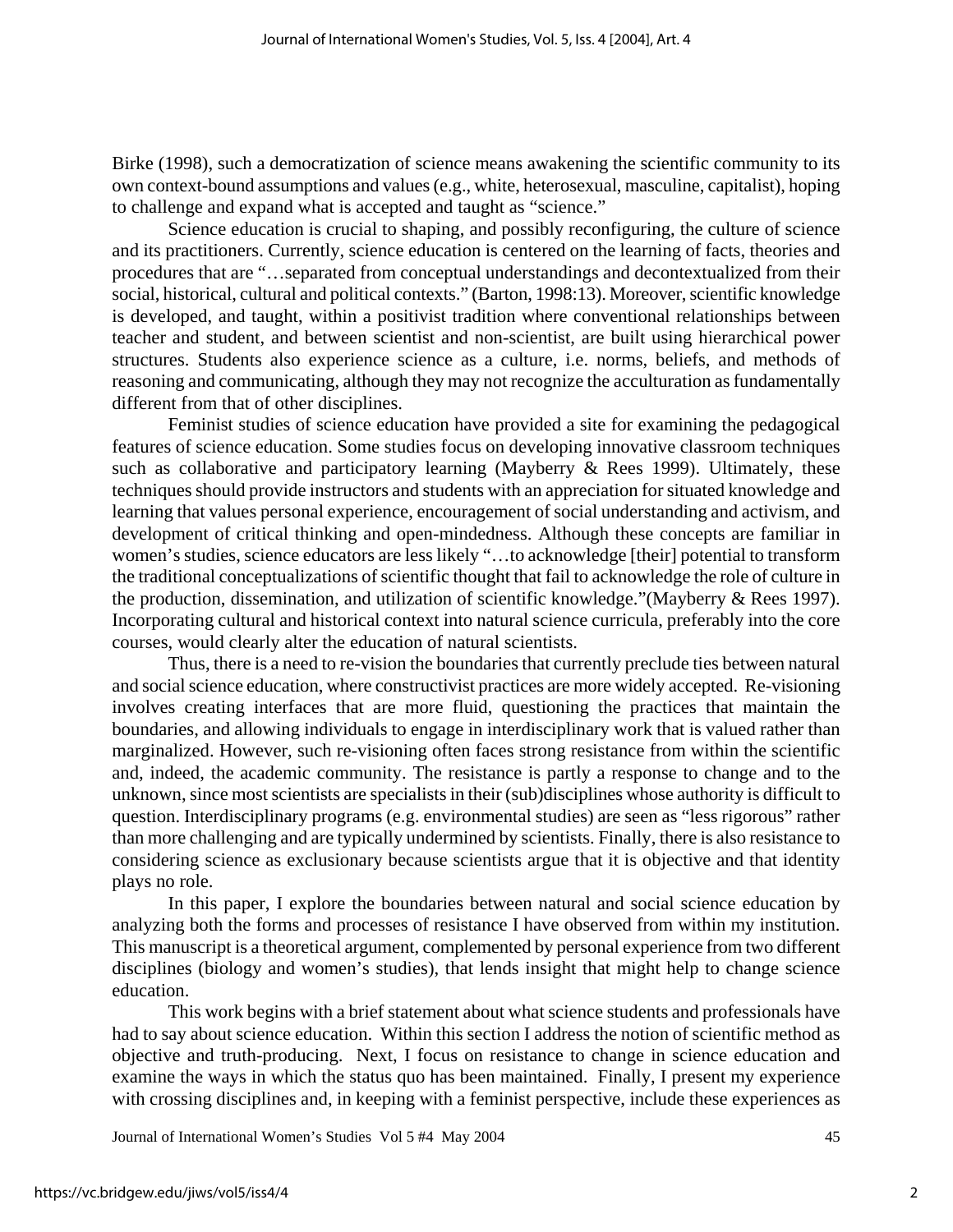Birke (1998), such a democratization of science means awakening the scientific community to its own context-bound assumptions and values (e.g., white, heterosexual, masculine, capitalist), hoping to challenge and expand what is accepted and taught as "science."

Science education is crucial to shaping, and possibly reconfiguring, the culture of science and its practitioners. Currently, science education is centered on the learning of facts, theories and procedures that are "…separated from conceptual understandings and decontextualized from their social, historical, cultural and political contexts." (Barton, 1998:13). Moreover, scientific knowledge is developed, and taught, within a positivist tradition where conventional relationships between teacher and student, and between scientist and non-scientist, are built using hierarchical power structures. Students also experience science as a culture, i.e. norms, beliefs, and methods of reasoning and communicating, although they may not recognize the acculturation as fundamentally different from that of other disciplines.

Feminist studies of science education have provided a site for examining the pedagogical features of science education. Some studies focus on developing innovative classroom techniques such as collaborative and participatory learning (Mayberry & Rees 1999). Ultimately, these techniques should provide instructors and students with an appreciation for situated knowledge and learning that values personal experience, encouragement of social understanding and activism, and development of critical thinking and open-mindedness. Although these concepts are familiar in women's studies, science educators are less likely "…to acknowledge [their] potential to transform the traditional conceptualizations of scientific thought that fail to acknowledge the role of culture in the production, dissemination, and utilization of scientific knowledge."(Mayberry & Rees 1997). Incorporating cultural and historical context into natural science curricula, preferably into the core courses, would clearly alter the education of natural scientists.

Thus, there is a need to re-vision the boundaries that currently preclude ties between natural and social science education, where constructivist practices are more widely accepted. Re-visioning involves creating interfaces that are more fluid, questioning the practices that maintain the boundaries, and allowing individuals to engage in interdisciplinary work that is valued rather than marginalized. However, such re-visioning often faces strong resistance from within the scientific and, indeed, the academic community. The resistance is partly a response to change and to the unknown, since most scientists are specialists in their (sub)disciplines whose authority is difficult to question. Interdisciplinary programs (e.g. environmental studies) are seen as "less rigorous" rather than more challenging and are typically undermined by scientists. Finally, there is also resistance to considering science as exclusionary because scientists argue that it is objective and that identity plays no role.

In this paper, I explore the boundaries between natural and social science education by analyzing both the forms and processes of resistance I have observed from within my institution. This manuscript is a theoretical argument, complemented by personal experience from two different disciplines (biology and women's studies), that lends insight that might help to change science education.

This work begins with a brief statement about what science students and professionals have had to say about science education. Within this section I address the notion of scientific method as objective and truth-producing. Next, I focus on resistance to change in science education and examine the ways in which the status quo has been maintained. Finally, I present my experience with crossing disciplines and, in keeping with a feminist perspective, include these experiences as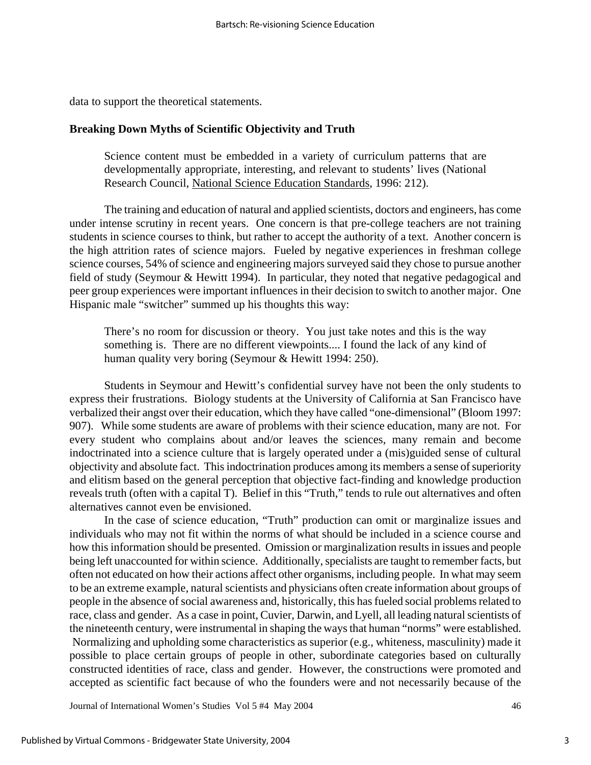data to support the theoretical statements.

**Breaking Down Myths of Scientific Objectivity and Truth**

> Science content must be embedded in a variety of curriculum patterns that are developmentally appropriate, interesting, and relevant to students' lives (National Research Council, National Science Education Standards, 1996: 212).

The training and education of natural and applied scientists, doctors and engineers, has come under intense scrutiny in recent years. One concern is that pre-college teachers are not training students in science courses to think, but rather to accept the authority of a text. Another concern is the high attrition rates of science majors. Fueled by negative experiences in freshman college science courses, 54% of science and engineering majors surveyed said they chose to pursue another field of study (Seymour & Hewitt 1994). In particular, they noted that negative pedagogical and peer group experiences were important influences in their decision to switch to another major. One Hispanic male "switcher" summed up his thoughts this way:

> There's no room for discussion or theory. You just take notes and this is the way something is. There are no different viewpoints.... I found the lack of any kind of human quality very boring (Seymour & Hewitt 1994: 250).

Students in Seymour and Hewitt's confidential survey have not been the only students to express their frustrations. Biology students at the University of California at San Francisco have verbalized their angst over their education, which they have called "one-dimensional" (Bloom 1997: 907). While some students are aware of problems with their science education, many are not. For every student who complains about and/or leaves the sciences, many remain and become indoctrinated into a science culture that is largely operated under a (mis)guided sense of cultural objectivity and absolute fact. This indoctrination produces among its members a sense of superiority and elitism based on the general perception that objective fact-finding and knowledge production reveals truth (often with a capital T). Belief in this "Truth," tends to rule out alternatives and often alternatives cannot even be envisioned.

In the case of science education, "Truth" production can omit or marginalize issues and individuals who may not fit within the norms of what should be included in a science course and how this information should be presented. Omission or marginalization results in issues and people being left unaccounted for within science. Additionally, specialists are taught to remember facts, but often not educated on how their actions affect other organisms, including people. In what may seem to be an extreme example, natural scientists and physicians often create information about groups of people in the absence of social awareness and, historically, this has fueled social problems related to race, class and gender. As a case in point, Cuvier, Darwin, and Lyell, all leading natural scientists of the nineteenth century, were instrumental in shaping the ways that human "norms" were established. Normalizing and upholding some characteristics as superior (e.g., whiteness, masculinity) made it possible to place certain groups of people in other, subordinate categories based on culturally constructed identities of race, class and gender. However, the constructions were promoted and accepted as scientific fact because of who the founders were and not necessarily because of the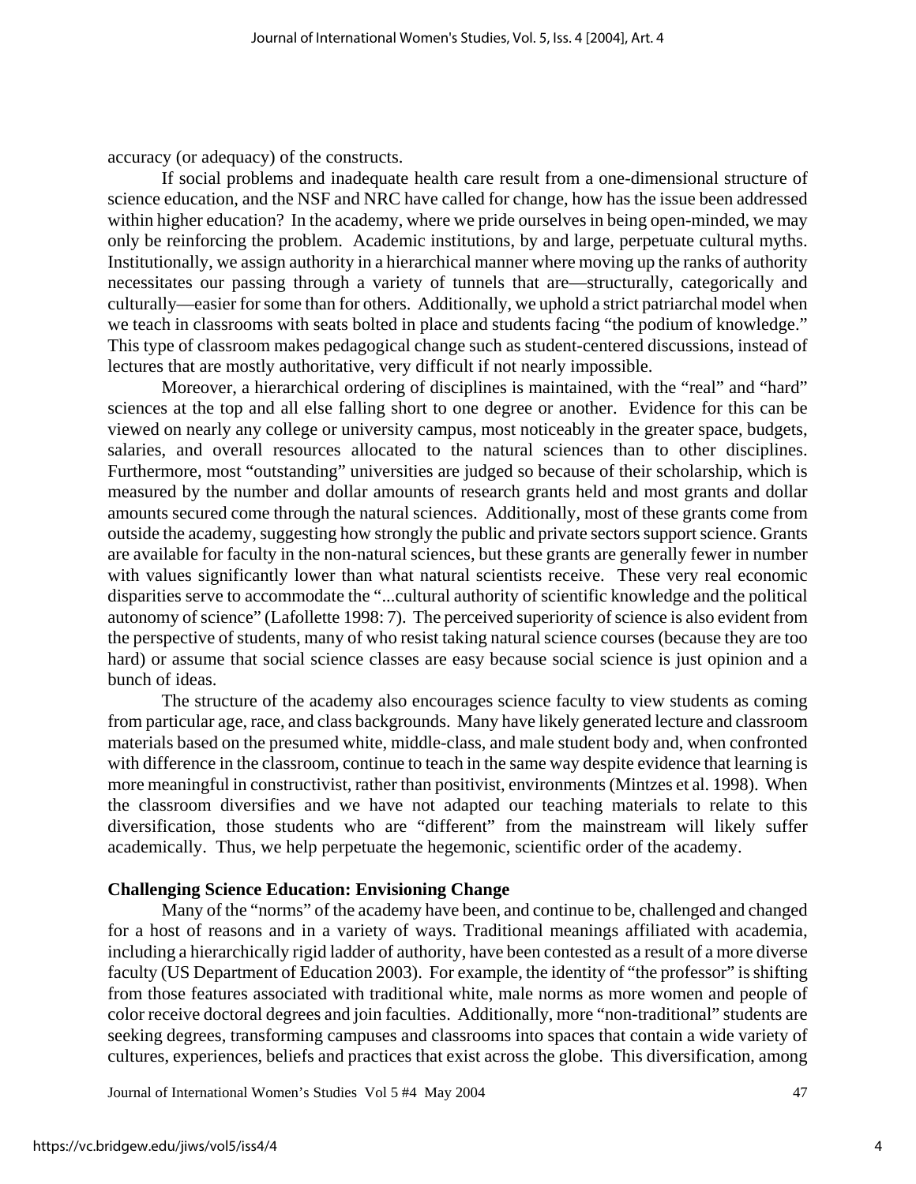accuracy (or adequacy) of the constructs.

If social problems and inadequate health care result from a one-dimensional structure of science education, and the NSF and NRC have called for change, how has the issue been addressed within higher education? In the academy, where we pride ourselves in being open-minded, we may only be reinforcing the problem. Academic institutions, by and large, perpetuate cultural myths. Institutionally, we assign authority in a hierarchical manner where moving up the ranks of authority necessitates our passing through a variety of tunnels that are—structurally, categorically and culturally—easier for some than for others. Additionally, we uphold a strict patriarchal model when we teach in classrooms with seats bolted in place and students facing "the podium of knowledge." This type of classroom makes pedagogical change such as student-centered discussions, instead of lectures that are mostly authoritative, very difficult if not nearly impossible.

Moreover, a hierarchical ordering of disciplines is maintained, with the "real" and "hard" sciences at the top and all else falling short to one degree or another. Evidence for this can be viewed on nearly any college or university campus, most noticeably in the greater space, budgets, salaries, and overall resources allocated to the natural sciences than to other disciplines. Furthermore, most "outstanding" universities are judged so because of their scholarship, which is measured by the number and dollar amounts of research grants held and most grants and dollar amounts secured come through the natural sciences. Additionally, most of these grants come from outside the academy, suggesting how strongly the public and private sectors support science. Grants are available for faculty in the non-natural sciences, but these grants are generally fewer in number with values significantly lower than what natural scientists receive. These very real economic disparities serve to accommodate the "...cultural authority of scientific knowledge and the political autonomy of science" (Lafollette 1998: 7). The perceived superiority of science is also evident from the perspective of students, many of who resist taking natural science courses (because they are too hard) or assume that social science classes are easy because social science is just opinion and a bunch of ideas.

The structure of the academy also encourages science faculty to view students as coming from particular age, race, and class backgrounds. Many have likely generated lecture and classroom materials based on the presumed white, middle-class, and male student body and, when confronted with difference in the classroom, continue to teach in the same way despite evidence that learning is more meaningful in constructivist, rather than positivist, environments (Mintzes et al. 1998). When the classroom diversifies and we have not adapted our teaching materials to relate to this diversification, those students who are "different" from the mainstream will likely suffer academically. Thus, we help perpetuate the hegemonic, scientific order of the academy.

### Challenging Science Education: Envisioning Change

Many of the "norms" of the academy have been, and continue to be, challenged and changed for a host of reasons and in a variety of ways. Traditional meanings affiliated with academia, including a hierarchically rigid ladder of authority, have been contested as a result of a more diverse faculty (US Department of Education 2003). For example, the identity of "the professor" is shifting from those features associated with traditional white, male norms as more women and people of color receive doctoral degrees and join faculties. Additionally, more "non-traditional" students are seeking degrees, transforming campuses and classrooms into spaces that contain a wide variety of cultures, experiences, beliefs and practices that exist across the globe. This diversification, among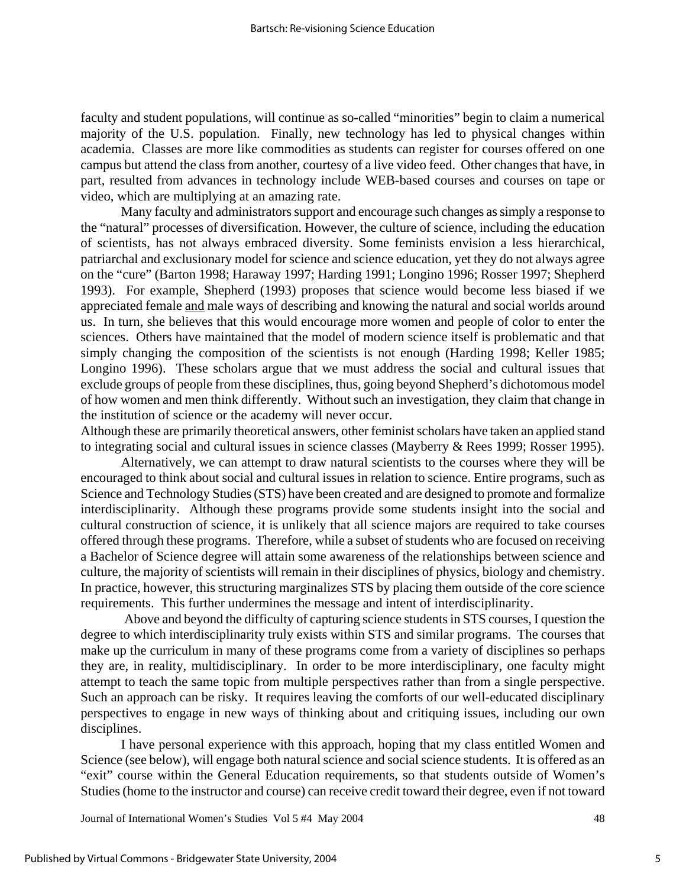faculty and student populations, will continue as so-called "minorities" begin to claim a numerical majority of the U.S. population. Finally, new technology has led to physical changes within academia. Classes are more like commodities as students can register for courses offered on one campus but attend the class from another, courtesy of a live video feed. Other changes that have, in part, resulted from advances in technology include WEB-based courses and courses on tape or video, which are multiplying at an amazing rate.

Many faculty and administrators support and encourage such changes as simply a response to the "natural" processes of diversification. However, the culture of science, including the education of scientists, has not always embraced diversity. Some feminists envision a less hierarchical, patriarchal and exclusionary model for science and science education, yet they do not always agree on the "cure" (Barton 1998; Haraway 1997; Harding 1991; Longino 1996; Rosser 1997; Shepherd 1993). For example, Shepherd (1993) proposes that science would become less biased if we appreciated female <u>and</u> male ways of describing and knowing the natural and social worlds around us. In turn, she believes that this would encourage more women and people of color to enter the sciences. Others have maintained that the model of modern science itself is problematic and that simply changing the composition of the scientists is not enough (Harding 1998; Keller 1985; Longino 1996). These scholars argue that we must address the social and cultural issues that exclude groups of people from these disciplines, thus, going beyond Shepherd's dichotomous model of how women and men think differently. Without such an investigation, they claim that change in the institution of science or the academy will never occur.

Although these are primarily theoretical answers, other feminist scholars have taken an applied stand to integrating social and cultural issues in science classes (Mayberry & Rees 1999; Rosser 1995).

Alternatively, we can attempt to draw natural scientists to the courses where they will be encouraged to think about social and cultural issues in relation to science. Entire programs, such as Science and Technology Studies (STS) have been created and are designed to promote and formalize interdisciplinarity. Although these programs provide some students insight into the social and cultural construction of science, it is unlikely that all science majors are required to take courses offered through these programs. Therefore, while a subset of students who are focused on receiving a Bachelor of Science degree will attain some awareness of the relationships between science and culture, the majority of scientists will remain in their disciplines of physics, biology and chemistry. In practice, however, this structuring marginalizes STS by placing them outside of the core science requirements. This further undermines the message and intent of interdisciplinarity.

Above and beyond the difficulty of capturing science students in STS courses, I question the degree to which interdisciplinarity truly exists within STS and similar programs. The courses that make up the curriculum in many of these programs come from a variety of disciplines so perhaps they are, in reality, multidisciplinary. In order to be more interdisciplinary, one faculty might attempt to teach the same topic from multiple perspectives rather than from a single perspective. Such an approach can be risky. It requires leaving the comforts of our well-educated disciplinary perspectives to engage in new ways of thinking about and critiquing issues, including our own disciplines.

I have personal experience with this approach, hoping that my class entitled Women and Science (see below), will engage both natural science and social science students. It is offered as an "exit" course within the General Education requirements, so that students outside of Women's Studies (home to the instructor and course) can receive credit toward their degree, even if not toward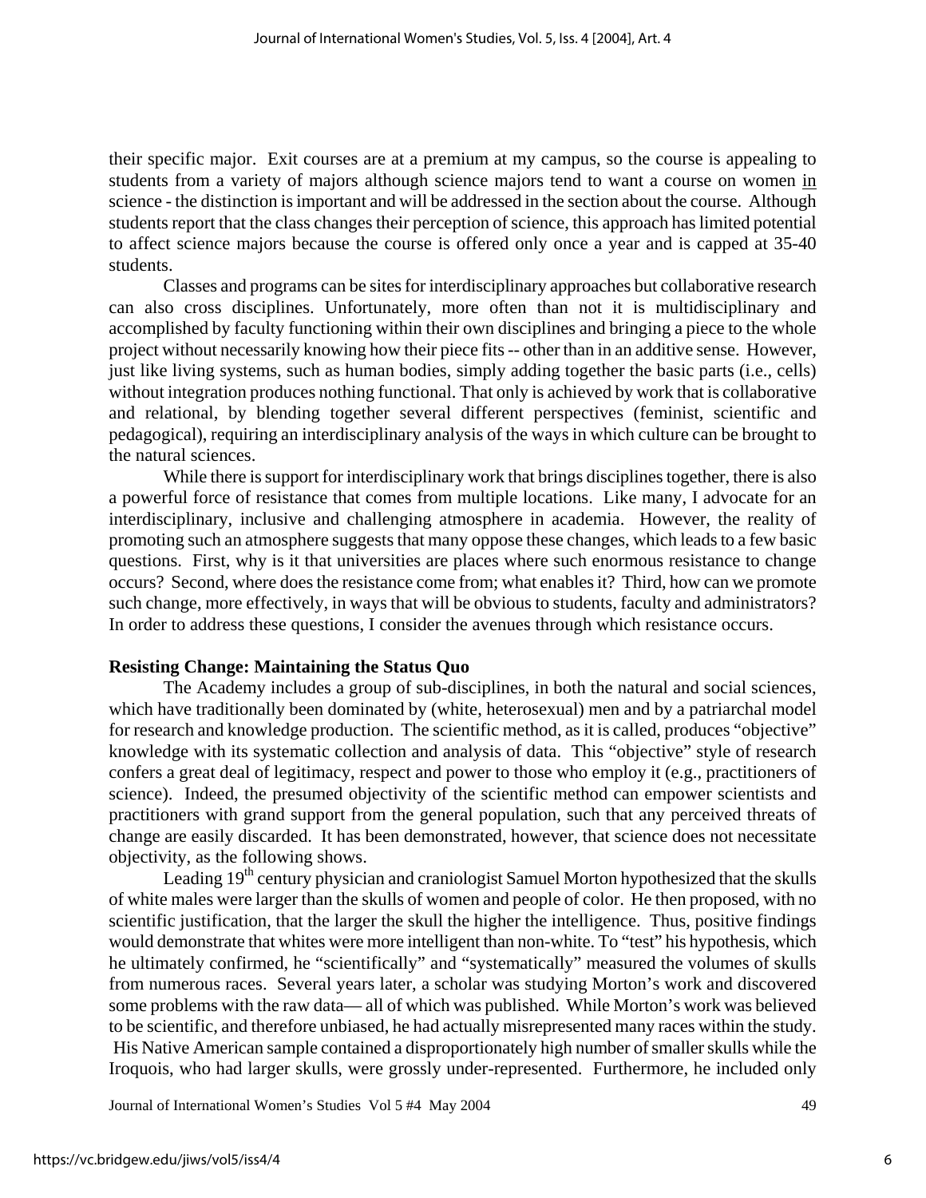their specific major. Exit courses are at a premium at my campus, so the course is appealing to students from a variety of majors although science majors tend to want a course on women <u>in</u> science - the distinction is important and will be addressed in the section about the course. Although students report that the class changes their perception of science, this approach has limited potential to affect science majors because the course is offered only once a year and is capped at 35-40 students.

Classes and programs can be sites for interdisciplinary approaches but collaborative research can also cross disciplines. Unfortunately, more often than not it is multidisciplinary and accomplished by faculty functioning within their own disciplines and bringing a piece to the whole project without necessarily knowing how their piece fits -- other than in an additive sense. However, just like living systems, such as human bodies, simply adding together the basic parts (i.e., cells) without integration produces nothing functional. That only is achieved by work that is collaborative and relational, by blending together several different perspectives (feminist, scientific and pedagogical), requiring an interdisciplinary analysis of the ways in which culture can be brought to the natural sciences.

While there is support for interdisciplinary work that brings disciplines together, there is also a powerful force of resistance that comes from multiple locations. Like many, I advocate for an interdisciplinary, inclusive and challenging atmosphere in academia. However, the reality of promoting such an atmosphere suggests that many oppose these changes, which leads to a few basic questions. First, why is it that universities are places where such enormous resistance to change occurs? Second, where does the resistance come from; what enables it? Third, how can we promote such change, more effectively, in ways that will be obvious to students, faculty and administrators? In order to address these questions, I consider the avenues through which resistance occurs.

**Resisting Change: Maintaining the Status Quo**

The Academy includes a group of sub-disciplines, in both the natural and social sciences, which have traditionally been dominated by (white, heterosexual) men and by a patriarchal model for research and knowledge production. The scientific method, as it is called, produces "objective" knowledge with its systematic collection and analysis of data. This "objective" style of research confers a great deal of legitimacy, respect and power to those who employ it (e.g., practitioners of science). Indeed, the presumed objectivity of the scientific method can empower scientists and practitioners with grand support from the general population, such that any perceived threats of change are easily discarded. It has been demonstrated, however, that science does not necessitate objectivity, as the following shows.

Leading 19th century physician and craniologist Samuel Morton hypothesized that the skulls of white males were larger than the skulls of women and people of color. He then proposed, with no scientific justification, that the larger the skull the higher the intelligence. Thus, positive findings would demonstrate that whites were more intelligent than non-white. To "test" his hypothesis, which he ultimately confirmed, he "scientifically" and "systematically" measured the volumes of skulls from numerous races. Several years later, a scholar was studying Morton's work and discovered some problems with the raw data— all of which was published. While Morton's work was believed to be scientific, and therefore unbiased, he had actually misrepresented many races within the study. His Native American sample contained a disproportionately high number of smaller skulls while the Iroquois, who had larger skulls, were grossly under-represented. Furthermore, he included only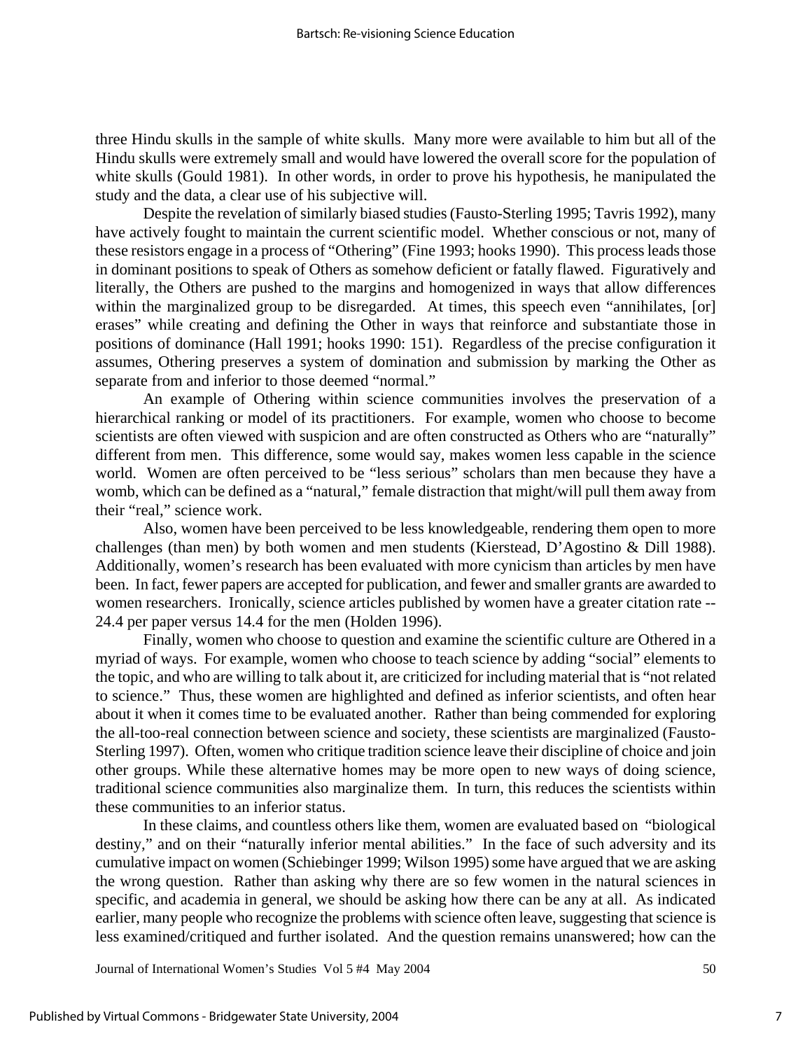three Hindu skulls in the sample of white skulls. Many more were available to him but all of the Hindu skulls were extremely small and would have lowered the overall score for the population of white skulls (Gould 1981). In other words, in order to prove his hypothesis, he manipulated the study and the data, a clear use of his subjective will.

Despite the revelation of similarly biased studies (Fausto-Sterling 1995; Tavris 1992), many have actively fought to maintain the current scientific model. Whether conscious or not, many of these resistors engage in a process of "Othering" (Fine 1993; hooks 1990). This process leads those in dominant positions to speak of Others as somehow deficient or fatally flawed. Figuratively and literally, the Others are pushed to the margins and homogenized in ways that allow differences within the marginalized group to be disregarded. At times, this speech even "annihilates, [or] erases" while creating and defining the Other in ways that reinforce and substantiate those in positions of dominance (Hall 1991; hooks 1990: 151). Regardless of the precise configuration it assumes, Othering preserves a system of domination and submission by marking the Other as separate from and inferior to those deemed "normal."

An example of Othering within science communities involves the preservation of a hierarchical ranking or model of its practitioners. For example, women who choose to become scientists are often viewed with suspicion and are often constructed as Others who are "naturally" different from men. This difference, some would say, makes women less capable in the science world. Women are often perceived to be "less serious" scholars than men because they have a womb, which can be defined as a "natural," female distraction that might/will pull them away from their "real," science work.

Also, women have been perceived to be less knowledgeable, rendering them open to more challenges (than men) by both women and men students (Kierstead, D'Agostino & Dill 1988). Additionally, women's research has been evaluated with more cynicism than articles by men have been. In fact, fewer papers are accepted for publication, and fewer and smaller grants are awarded to women researchers. Ironically, science articles published by women have a greater citation rate -- 24.4 per paper versus 14.4 for the men (Holden 1996).

Finally, women who choose to question and examine the scientific culture are Othered in a myriad of ways. For example, women who choose to teach science by adding "social" elements to the topic, and who are willing to talk about it, are criticized for including material that is "not related to science." Thus, these women are highlighted and defined as inferior scientists, and often hear about it when it comes time to be evaluated another. Rather than being commended for exploring the all-too-real connection between science and society, these scientists are marginalized (Fausto-Sterling 1997). Often, women who critique tradition science leave their discipline of choice and join other groups. While these alternative homes may be more open to new ways of doing science, traditional science communities also marginalize them. In turn, this reduces the scientists within these communities to an inferior status.

In these claims, and countless others like them, women are evaluated based on "biological destiny," and on their "naturally inferior mental abilities." In the face of such adversity and its cumulative impact on women (Schiebinger 1999; Wilson 1995) some have argued that we are asking the wrong question. Rather than asking why there are so few women in the natural sciences in specific, and academia in general, we should be asking how there can be any at all. As indicated earlier, many people who recognize the problems with science often leave, suggesting that science is less examined/critiqued and further isolated. And the question remains unanswered; how can the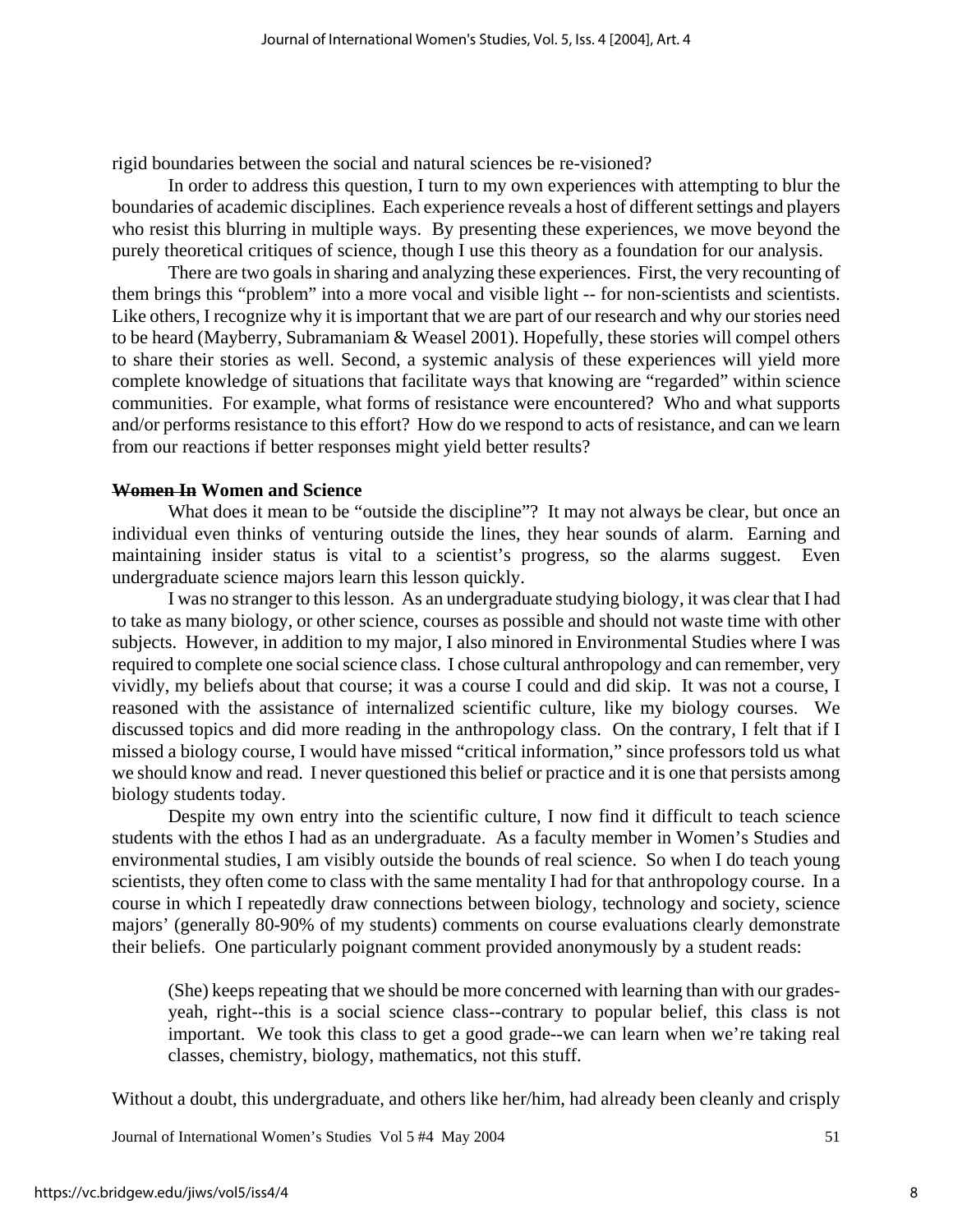rigid boundaries between the social and natural sciences be re-visioned?

In order to address this question, I turn to my own experiences with attempting to blur the boundaries of academic disciplines. Each experience reveals a host of different settings and players who resist this blurring in multiple ways. By presenting these experiences, we move beyond the purely theoretical critiques of science, though I use this theory as a foundation for our analysis.

There are two goals in sharing and analyzing these experiences. First, the very recounting of them brings this "problem" into a more vocal and visible light -- for non-scientists and scientists. Like others, I recognize why it is important that we are part of our research and why our stories need to be heard (Mayberry, Subramaniam & Weasel 2001). Hopefully, these stories will compel others to share their stories as well. Second, a systemic analysis of these experiences will yield more complete knowledge of situations that facilitate ways that knowing are "regarded" within science communities. For example, what forms of resistance were encountered? Who and what supports and/or performs resistance to this effort? How do we respond to acts of resistance, and can we learn from our reactions if better responses might yield better results?

## ~~Women In~~ Women and Science

What does it mean to be "outside the discipline"? It may not always be clear, but once an individual even thinks of venturing outside the lines, they hear sounds of alarm. Earning and maintaining insider status is vital to a scientist's progress, so the alarms suggest. Even undergraduate science majors learn this lesson quickly.

I was no stranger to this lesson. As an undergraduate studying biology, it was clear that I had to take as many biology, or other science, courses as possible and should not waste time with other subjects. However, in addition to my major, I also minored in Environmental Studies where I was required to complete one social science class. I chose cultural anthropology and can remember, very vividly, my beliefs about that course; it was a course I could and did skip. It was not a course, I reasoned with the assistance of internalized scientific culture, like my biology courses. We discussed topics and did more reading in the anthropology class. On the contrary, I felt that if I missed a biology course, I would have missed "critical information," since professors told us what we should know and read. I never questioned this belief or practice and it is one that persists among biology students today.

Despite my own entry into the scientific culture, I now find it difficult to teach science students with the ethos I had as an undergraduate. As a faculty member in Women's Studies and environmental studies, I am visibly outside the bounds of real science. So when I do teach young scientists, they often come to class with the same mentality I had for that anthropology course. In a course in which I repeatedly draw connections between biology, technology and society, science majors' (generally 80-90% of my students) comments on course evaluations clearly demonstrate their beliefs. One particularly poignant comment provided anonymously by a student reads:

> (She) keeps repeating that we should be more concerned with learning than with our grades-yeah, right--this is a social science class--contrary to popular belief, this class is not important. We took this class to get a good grade--we can learn when we're taking real classes, chemistry, biology, mathematics, not this stuff.

Without a doubt, this undergraduate, and others like her/him, had already been cleanly and crisply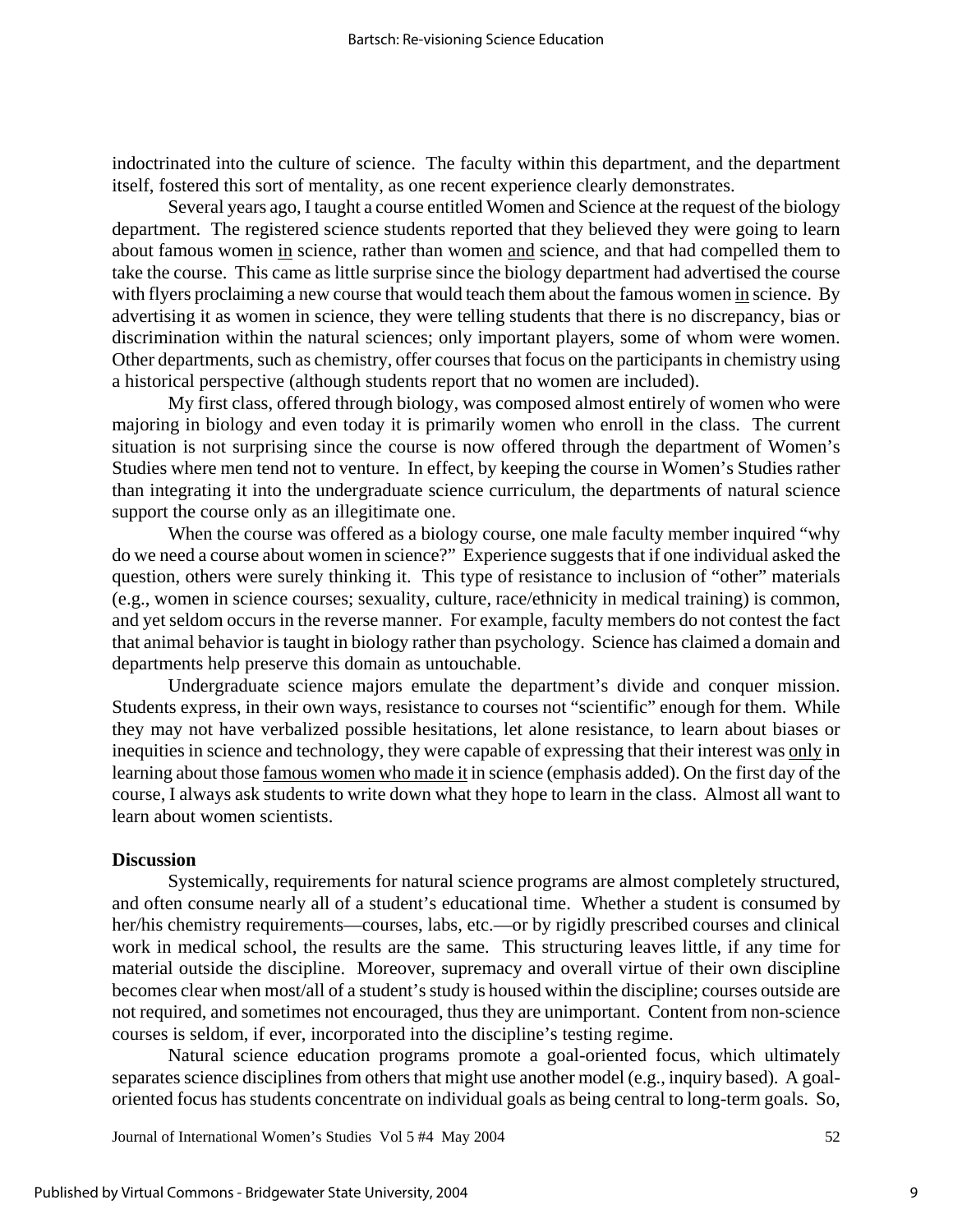indoctrinated into the culture of science. The faculty within this department, and the department itself, fostered this sort of mentality, as one recent experience clearly demonstrates.

Several years ago, I taught a course entitled Women and Science at the request of the biology department. The registered science students reported that they believed they were going to learn about famous women <u>in</u> science, rather than women <u>and</u> science, and that had compelled them to take the course. This came as little surprise since the biology department had advertised the course with flyers proclaiming a new course that would teach them about the famous women <u>in</u> science. By advertising it as women in science, they were telling students that there is no discrepancy, bias or discrimination within the natural sciences; only important players, some of whom were women. Other departments, such as chemistry, offer courses that focus on the participants in chemistry using a historical perspective (although students report that no women are included).

My first class, offered through biology, was composed almost entirely of women who were majoring in biology and even today it is primarily women who enroll in the class. The current situation is not surprising since the course is now offered through the department of Women's Studies where men tend not to venture. In effect, by keeping the course in Women's Studies rather than integrating it into the undergraduate science curriculum, the departments of natural science support the course only as an illegitimate one.

When the course was offered as a biology course, one male faculty member inquired "why do we need a course about women in science?" Experience suggests that if one individual asked the question, others were surely thinking it. This type of resistance to inclusion of "other" materials (e.g., women in science courses; sexuality, culture, race/ethnicity in medical training) is common, and yet seldom occurs in the reverse manner. For example, faculty members do not contest the fact that animal behavior is taught in biology rather than psychology. Science has claimed a domain and departments help preserve this domain as untouchable.

Undergraduate science majors emulate the department's divide and conquer mission. Students express, in their own ways, resistance to courses not "scientific" enough for them. While they may not have verbalized possible hesitations, let alone resistance, to learn about biases or inequities in science and technology, they were capable of expressing that their interest was <u>only</u> in learning about those <u>famous women who made it</u> in science (emphasis added). On the first day of the course, I always ask students to write down what they hope to learn in the class. Almost all want to learn about women scientists.

**Discussion**

Systemically, requirements for natural science programs are almost completely structured, and often consume nearly all of a student's educational time. Whether a student is consumed by her/his chemistry requirements—courses, labs, etc.—or by rigidly prescribed courses and clinical work in medical school, the results are the same. This structuring leaves little, if any time for material outside the discipline. Moreover, supremacy and overall virtue of their own discipline becomes clear when most/all of a student's study is housed within the discipline; courses outside are not required, and sometimes not encouraged, thus they are unimportant. Content from non-science courses is seldom, if ever, incorporated into the discipline's testing regime.

Natural science education programs promote a goal-oriented focus, which ultimately separates science disciplines from others that might use another model (e.g., inquiry based). A goal-oriented focus has students concentrate on individual goals as being central to long-term goals. So,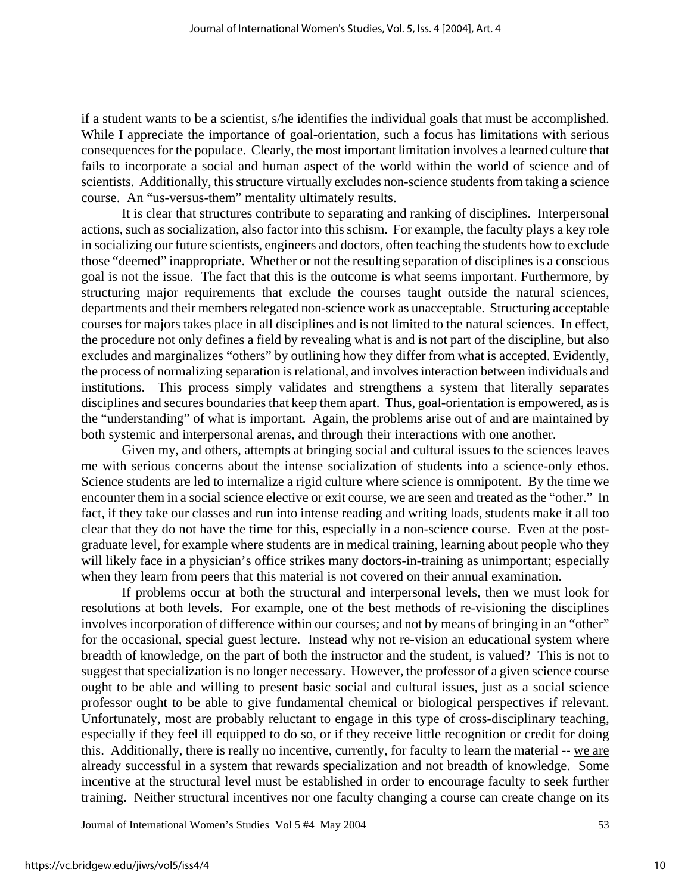if a student wants to be a scientist, s/he identifies the individual goals that must be accomplished. While I appreciate the importance of goal-orientation, such a focus has limitations with serious consequences for the populace. Clearly, the most important limitation involves a learned culture that fails to incorporate a social and human aspect of the world within the world of science and of scientists. Additionally, this structure virtually excludes non-science students from taking a science course. An "us-versus-them" mentality ultimately results.

It is clear that structures contribute to separating and ranking of disciplines. Interpersonal actions, such as socialization, also factor into this schism. For example, the faculty plays a key role in socializing our future scientists, engineers and doctors, often teaching the students how to exclude those "deemed" inappropriate. Whether or not the resulting separation of disciplines is a conscious goal is not the issue. The fact that this is the outcome is what seems important. Furthermore, by structuring major requirements that exclude the courses taught outside the natural sciences, departments and their members relegated non-science work as unacceptable. Structuring acceptable courses for majors takes place in all disciplines and is not limited to the natural sciences. In effect, the procedure not only defines a field by revealing what is and is not part of the discipline, but also excludes and marginalizes "others" by outlining how they differ from what is accepted. Evidently, the process of normalizing separation is relational, and involves interaction between individuals and institutions. This process simply validates and strengthens a system that literally separates disciplines and secures boundaries that keep them apart. Thus, goal-orientation is empowered, as is the "understanding" of what is important. Again, the problems arise out of and are maintained by both systemic and interpersonal arenas, and through their interactions with one another.

Given my, and others, attempts at bringing social and cultural issues to the sciences leaves me with serious concerns about the intense socialization of students into a science-only ethos. Science students are led to internalize a rigid culture where science is omnipotent. By the time we encounter them in a social science elective or exit course, we are seen and treated as the "other." In fact, if they take our classes and run into intense reading and writing loads, students make it all too clear that they do not have the time for this, especially in a non-science course. Even at the post-graduate level, for example where students are in medical training, learning about people who they will likely face in a physician's office strikes many doctors-in-training as unimportant; especially when they learn from peers that this material is not covered on their annual examination.

If problems occur at both the structural and interpersonal levels, then we must look for resolutions at both levels. For example, one of the best methods of re-visioning the disciplines involves incorporation of difference within our courses; and not by means of bringing in an "other" for the occasional, special guest lecture. Instead why not re-vision an educational system where breadth of knowledge, on the part of both the instructor and the student, is valued? This is not to suggest that specialization is no longer necessary. However, the professor of a given science course ought to be able and willing to present basic social and cultural issues, just as a social science professor ought to be able to give fundamental chemical or biological perspectives if relevant. Unfortunately, most are probably reluctant to engage in this type of cross-disciplinary teaching, especially if they feel ill equipped to do so, or if they receive little recognition or credit for doing this. Additionally, there is really no incentive, currently, for faculty to learn the material -- <u>we are already successful</u> in a system that rewards specialization and not breadth of knowledge. Some incentive at the structural level must be established in order to encourage faculty to seek further training. Neither structural incentives nor one faculty changing a course can create change on its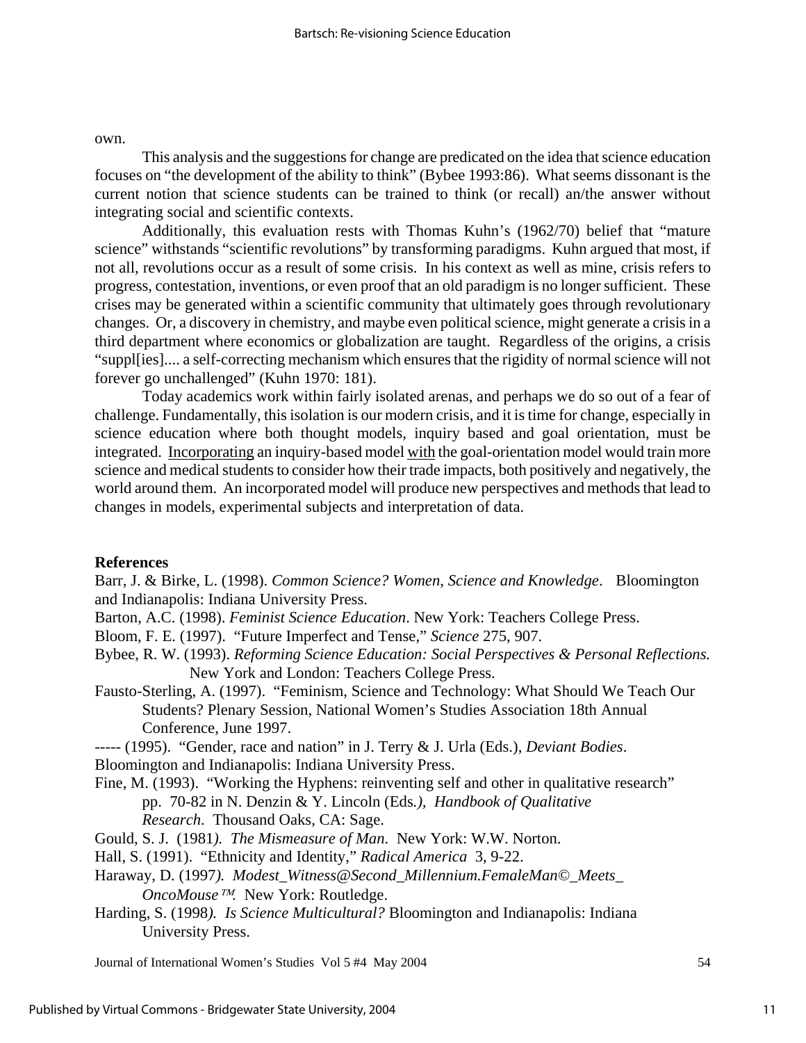own.

This analysis and the suggestions for change are predicated on the idea that science education focuses on "the development of the ability to think" (Bybee 1993:86). What seems dissonant is the current notion that science students can be trained to think (or recall) an/the answer without integrating social and scientific contexts.

Additionally, this evaluation rests with Thomas Kuhn's (1962/70) belief that "mature science" withstands "scientific revolutions" by transforming paradigms. Kuhn argued that most, if not all, revolutions occur as a result of some crisis. In his context as well as mine, crisis refers to progress, contestation, inventions, or even proof that an old paradigm is no longer sufficient. These crises may be generated within a scientific community that ultimately goes through revolutionary changes. Or, a discovery in chemistry, and maybe even political science, might generate a crisis in a third department where economics or globalization are taught. Regardless of the origins, a crisis "suppl[ies].... a self-correcting mechanism which ensures that the rigidity of normal science will not forever go unchallenged" (Kuhn 1970: 181).

Today academics work within fairly isolated arenas, and perhaps we do so out of a fear of challenge. Fundamentally, this isolation is our modern crisis, and it is time for change, especially in science education where both thought models, inquiry based and goal orientation, must be integrated. <u>Incorporating</u> an inquiry-based model <u>with</u> the goal-orientation model would train more science and medical students to consider how their trade impacts, both positively and negatively, the world around them. An incorporated model will produce new perspectives and methods that lead to changes in models, experimental subjects and interpretation of data.

**References**

Barr, J. & Birke, L. (1998). *Common Science? Women, Science and Knowledge*. Bloomington and Indianapolis: Indiana University Press.

Barton, A.C. (1998). *Feminist Science Education*. New York: Teachers College Press.

Bloom, F. E. (1997). "Future Imperfect and Tense," *Science* 275, 907.

Bybee, R. W. (1993). *Reforming Science Education: Social Perspectives & Personal Reflections.* New York and London: Teachers College Press.

Fausto-Sterling, A. (1997). "Feminism, Science and Technology: What Should We Teach Our Students? Plenary Session, National Women's Studies Association 18th Annual Conference, June 1997.

----- (1995). "Gender, race and nation" in J. Terry & J. Urla (Eds.), *Deviant Bodies*. Bloomington and Indianapolis: Indiana University Press.

Fine, M. (1993). "Working the Hyphens: reinventing self and other in qualitative research" pp. 70-82 in N. Denzin & Y. Lincoln (Eds*.), Handbook of Qualitative Research*. Thousand Oaks, CA: Sage.

Gould, S. J. (1981*). The Mismeasure of Man*. New York: W.W. Norton.

Hall, S. (1991). "Ethnicity and Identity," *Radical America* 3, 9-22.

Haraway, D. (1997*). Modest_Witness@Second_Millennium.FemaleMan©_Meets_ OncoMouse™.* New York: Routledge.

Harding, S. (1998*). Is Science Multicultural?* Bloomington and Indianapolis: Indiana University Press.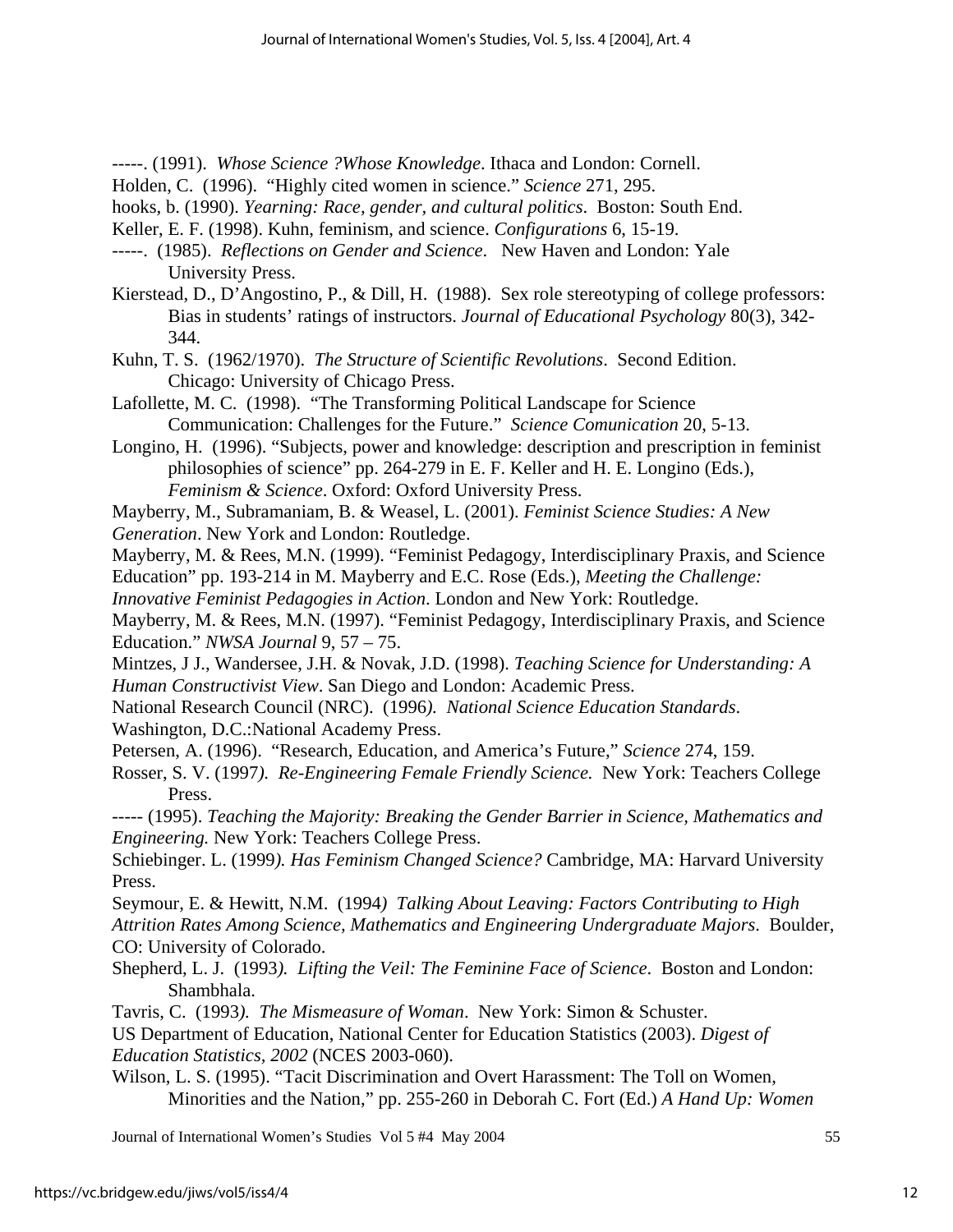-----. (1991). *Whose Science ?Whose Knowledge*. Ithaca and London: Cornell.

Holden, C. (1996). "Highly cited women in science." *Science* 271, 295.

hooks, b. (1990). *Yearning: Race, gender, and cultural politics*. Boston: South End.

Keller, E. F. (1998). Kuhn, feminism, and science. *Configurations* 6, 15-19.

-----. (1985). *Reflections on Gender and Science*. New Haven and London: Yale University Press.

Kierstead, D., D'Angostino, P., & Dill, H. (1988). Sex role stereotyping of college professors: Bias in students' ratings of instructors. *Journal of Educational Psychology* 80(3), 342-344.

Kuhn, T. S. (1962/1970). *The Structure of Scientific Revolutions*. Second Edition. Chicago: University of Chicago Press.

Lafollette, M. C. (1998). "The Transforming Political Landscape for Science Communication: Challenges for the Future." *Science Comunication* 20, 5-13.

Longino, H. (1996). "Subjects, power and knowledge: description and prescription in feminist philosophies of science" pp. 264-279 in E. F. Keller and H. E. Longino (Eds.), *Feminism & Science*. Oxford: Oxford University Press.

Mayberry, M., Subramaniam, B. & Weasel, L. (2001). *Feminist Science Studies: A New Generation*. New York and London: Routledge.

Mayberry, M. & Rees, M.N. (1999). "Feminist Pedagogy, Interdisciplinary Praxis, and Science Education" pp. 193-214 in M. Mayberry and E.C. Rose (Eds.), *Meeting the Challenge: Innovative Feminist Pedagogies in Action*. London and New York: Routledge.

Mayberry, M. & Rees, M.N. (1997). "Feminist Pedagogy, Interdisciplinary Praxis, and Science Education." *NWSA Journal* 9, 57 – 75.

Mintzes, J J., Wandersee, J.H. & Novak, J.D. (1998). *Teaching Science for Understanding: A Human Constructivist View*. San Diego and London: Academic Press.

National Research Council (NRC). (1996*). National Science Education Standards*. Washington, D.C.:National Academy Press.

Petersen, A. (1996). "Research, Education, and America's Future," *Science* 274, 159.

Rosser, S. V. (1997*). Re-Engineering Female Friendly Science.* New York: Teachers College Press.

----- (1995). *Teaching the Majority: Breaking the Gender Barrier in Science, Mathematics and Engineering.* New York: Teachers College Press.

Schiebinger. L. (1999*). Has Feminism Changed Science?* Cambridge, MA: Harvard University Press.

Seymour, E. & Hewitt, N.M. (1994*) Talking About Leaving: Factors Contributing to High Attrition Rates Among Science, Mathematics and Engineering Undergraduate Majors*. Boulder, CO: University of Colorado.

Shepherd, L. J. (1993*). Lifting the Veil: The Feminine Face of Science*. Boston and London: Shambhala.

Tavris, C. (1993*). The Mismeasure of Woman*. New York: Simon & Schuster.

US Department of Education, National Center for Education Statistics (2003). *Digest of Education Statistics, 2002* (NCES 2003-060).

Wilson, L. S. (1995). "Tacit Discrimination and Overt Harassment: The Toll on Women, Minorities and the Nation," pp. 255-260 in Deborah C. Fort (Ed.) *A Hand Up: Women*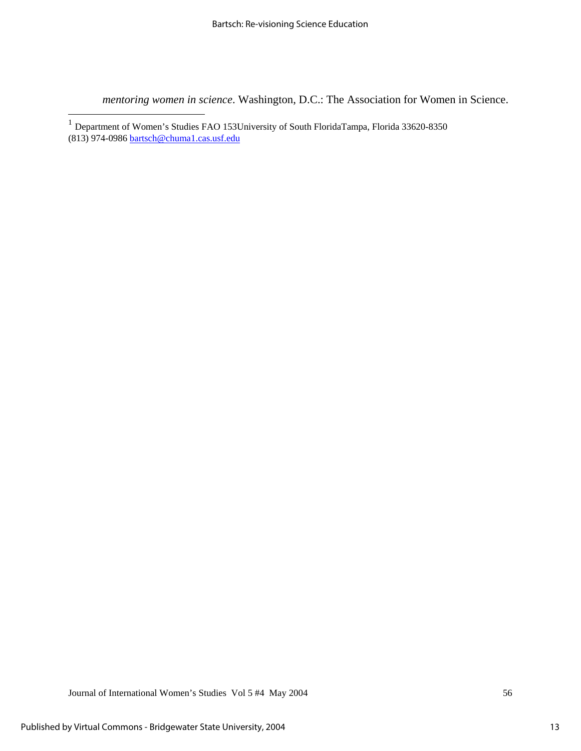*mentoring women in science*. Washington, D.C.: The Association for Women in Science.

---

[1] Department of Women's Studies FAO 153University of South FloridaTampa, Florida 33620-8350
(813) 974-0986 bartsch@chuma1.cas.usf.edu